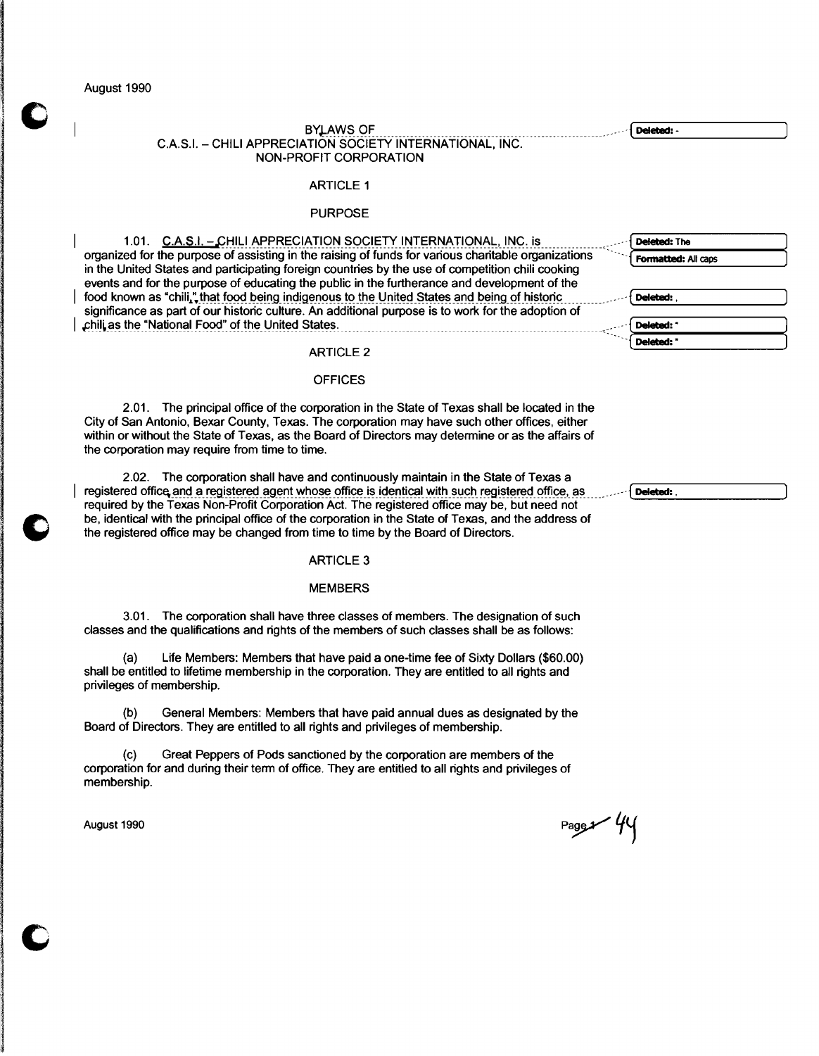August 1990

# BYLAWS OF
## C.A.S.I. – CHILI APPRECIATION SOCIETY INTERNATIONAL, INC.
## NON-PROFIT CORPORATION

### ARTICLE 1

### PURPOSE

1.01. C.A.S.I. – CHILI APPRECIATION SOCIETY INTERNATIONAL, INC. is organized for the purpose of assisting in the raising of funds for various charitable organizations in the United States and participating foreign countries by the use of competition chili cooking events and for the purpose of educating the public in the furtherance and development of the food known as "chili," that food being indigenous to the United States and being of historic significance as part of our historic culture. An additional purpose is to work for the adoption of chili as the "National Food" of the United States.

### ARTICLE 2

### OFFICES

2.01. The principal office of the corporation in the State of Texas shall be located in the City of San Antonio, Bexar County, Texas. The corporation may have such other offices, either within or without the State of Texas, as the Board of Directors may determine or as the affairs of the corporation may require from time to time.

2.02. The corporation shall have and continuously maintain in the State of Texas a registered office and a registered agent whose office is identical with such registered office, as required by the Texas Non-Profit Corporation Act. The registered office may be, but need not be, identical with the principal office of the corporation in the State of Texas, and the address of the registered office may be changed from time to time by the Board of Directors.

### ARTICLE 3

### MEMBERS

3.01. The corporation shall have three classes of members. The designation of such classes and the qualifications and rights of the members of such classes shall be as follows:

(a) Life Members: Members that have paid a one-time fee of Sixty Dollars ($60.00) shall be entitled to lifetime membership in the corporation. They are entitled to all rights and privileges of membership.

(b) General Members: Members that have paid annual dues as designated by the Board of Directors. They are entitled to all rights and privileges of membership.

(c) Great Peppers of Pods sanctioned by the corporation are members of the corporation for and during their term of office. They are entitled to all rights and privileges of membership.

August 1990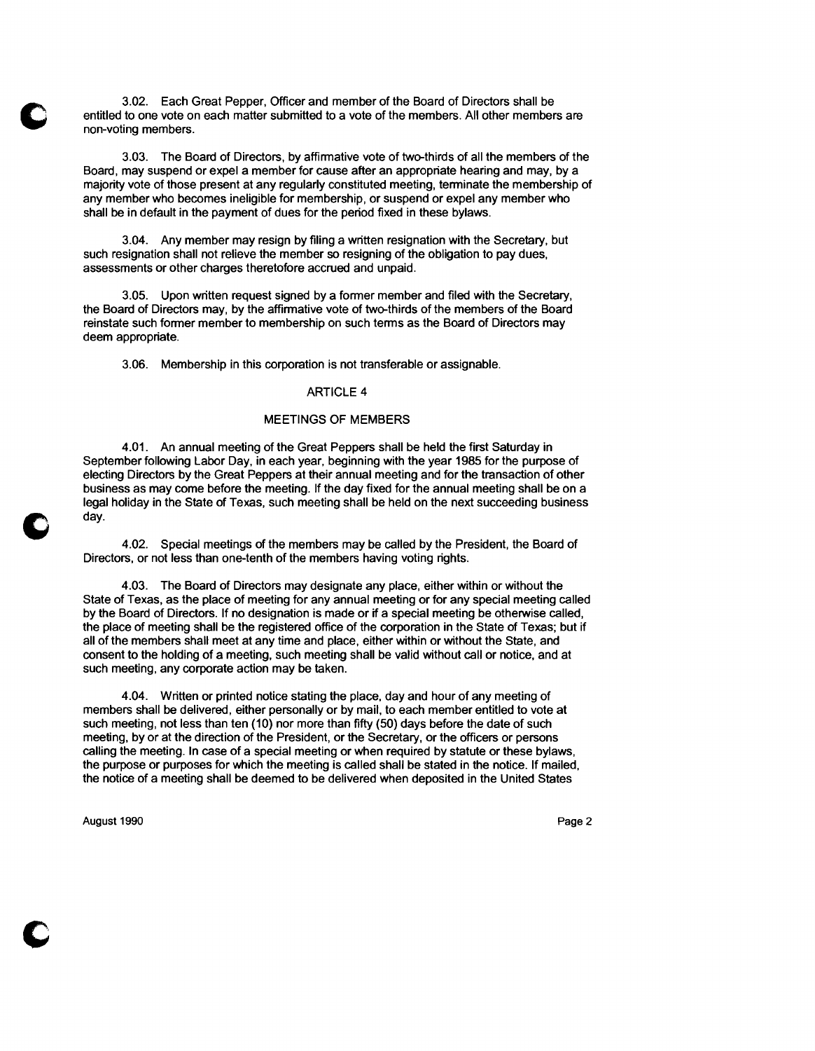3.02. Each Great Pepper, Officer and member of the Board of Directors shall be entitled to one vote on each matter submitted to a vote of the members. All other members are non-voting members.

3.03. The Board of Directors, by affirmative vote of two-thirds of all the members of the Board, may suspend or expel a member for cause after an appropriate hearing and may, by a majority vote of those present at any regularly constituted meeting, terminate the membership of any member who becomes ineligible for membership, or suspend or expel any member who shall be in default in the payment of dues for the period fixed in these bylaws.

3.04. Any member may resign by filing a written resignation with the Secretary, but such resignation shall not relieve the member so resigning of the obligation to pay dues, assessments or other charges theretofore accrued and unpaid.

3.05. Upon written request signed by a former member and filed with the Secretary, the Board of Directors may, by the affirmative vote of two-thirds of the members of the Board reinstate such former member to membership on such terms as the Board of Directors may deem appropriate.

3.06. Membership in this corporation is not transferable or assignable.

## ARTICLE 4

## MEETINGS OF MEMBERS

4.01. An annual meeting of the Great Peppers shall be held the first Saturday in September following Labor Day, in each year, beginning with the year 1985 for the purpose of electing Directors by the Great Peppers at their annual meeting and for the transaction of other business as may come before the meeting. If the day fixed for the annual meeting shall be on a legal holiday in the State of Texas, such meeting shall be held on the next succeeding business day.

4.02. Special meetings of the members may be called by the President, the Board of Directors, or not less than one-tenth of the members having voting rights.

4.03. The Board of Directors may designate any place, either within or without the State of Texas, as the place of meeting for any annual meeting or for any special meeting called by the Board of Directors. If no designation is made or if a special meeting be otherwise called, the place of meeting shall be the registered office of the corporation in the State of Texas; but if all of the members shall meet at any time and place, either within or without the State, and consent to the holding of a meeting, such meeting shall be valid without call or notice, and at such meeting, any corporate action may be taken.

4.04. Written or printed notice stating the place, day and hour of any meeting of members shall be delivered, either personally or by mail, to each member entitled to vote at such meeting, not less than ten (10) nor more than fifty (50) days before the date of such meeting, by or at the direction of the President, or the Secretary, or the officers or persons calling the meeting. In case of a special meeting or when required by statute or these bylaws, the purpose or purposes for which the meeting is called shall be stated in the notice. If mailed, the notice of a meeting shall be deemed to be delivered when deposited in the United States

August 1990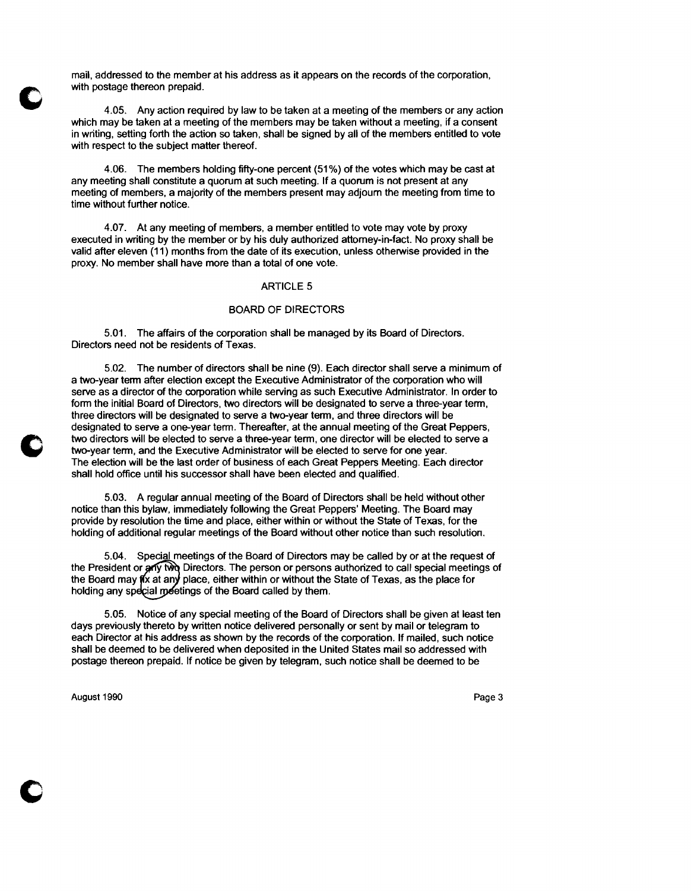mail, addressed to the member at his address as it appears on the records of the corporation, with postage thereon prepaid.

4.05. Any action required by law to be taken at a meeting of the members or any action which may be taken at a meeting of the members may be taken without a meeting, if a consent in writing, setting forth the action so taken, shall be signed by all of the members entitled to vote with respect to the subject matter thereof.

4.06. The members holding fifty-one percent (51%) of the votes which may be cast at any meeting shall constitute a quorum at such meeting. If a quorum is not present at any meeting of members, a majority of the members present may adjourn the meeting from time to time without further notice.

4.07. At any meeting of members, a member entitled to vote may vote by proxy executed in writing by the member or by his duly authorized attorney-in-fact. No proxy shall be valid after eleven (11) months from the date of its execution, unless otherwise provided in the proxy. No member shall have more than a total of one vote.

## ARTICLE 5

## BOARD OF DIRECTORS

5.01. The affairs of the corporation shall be managed by its Board of Directors. Directors need not be residents of Texas.

5.02. The number of directors shall be nine (9). Each director shall serve a minimum of a two-year term after election except the Executive Administrator of the corporation who will serve as a director of the corporation while serving as such Executive Administrator. In order to form the initial Board of Directors, two directors will be designated to serve a three-year term, three directors will be designated to serve a two-year term, and three directors will be designated to serve a one-year term. Thereafter, at the annual meeting of the Great Peppers, two directors will be elected to serve a three-year term, one director will be elected to serve a two-year term, and the Executive Administrator will be elected to serve for one year. The election will be the last order of business of each Great Peppers Meeting. Each director shall hold office until his successor shall have been elected and qualified.

5.03. A regular annual meeting of the Board of Directors shall be held without other notice than this bylaw, immediately following the Great Peppers' Meeting. The Board may provide by resolution the time and place, either within or without the State of Texas, for the holding of additional regular meetings of the Board without other notice than such resolution.

5.04. Special meetings of the Board of Directors may be called by or at the request of the President or any two Directors. The person or persons authorized to call special meetings of the Board may fix at any place, either within or without the State of Texas, as the place for holding any special meetings of the Board called by them.

5.05. Notice of any special meeting of the Board of Directors shall be given at least ten days previously thereto by written notice delivered personally or sent by mail or telegram to each Director at his address as shown by the records of the corporation. If mailed, such notice shall be deemed to be delivered when deposited in the United States mail so addressed with postage thereon prepaid. If notice be given by telegram, such notice shall be deemed to be

August 1990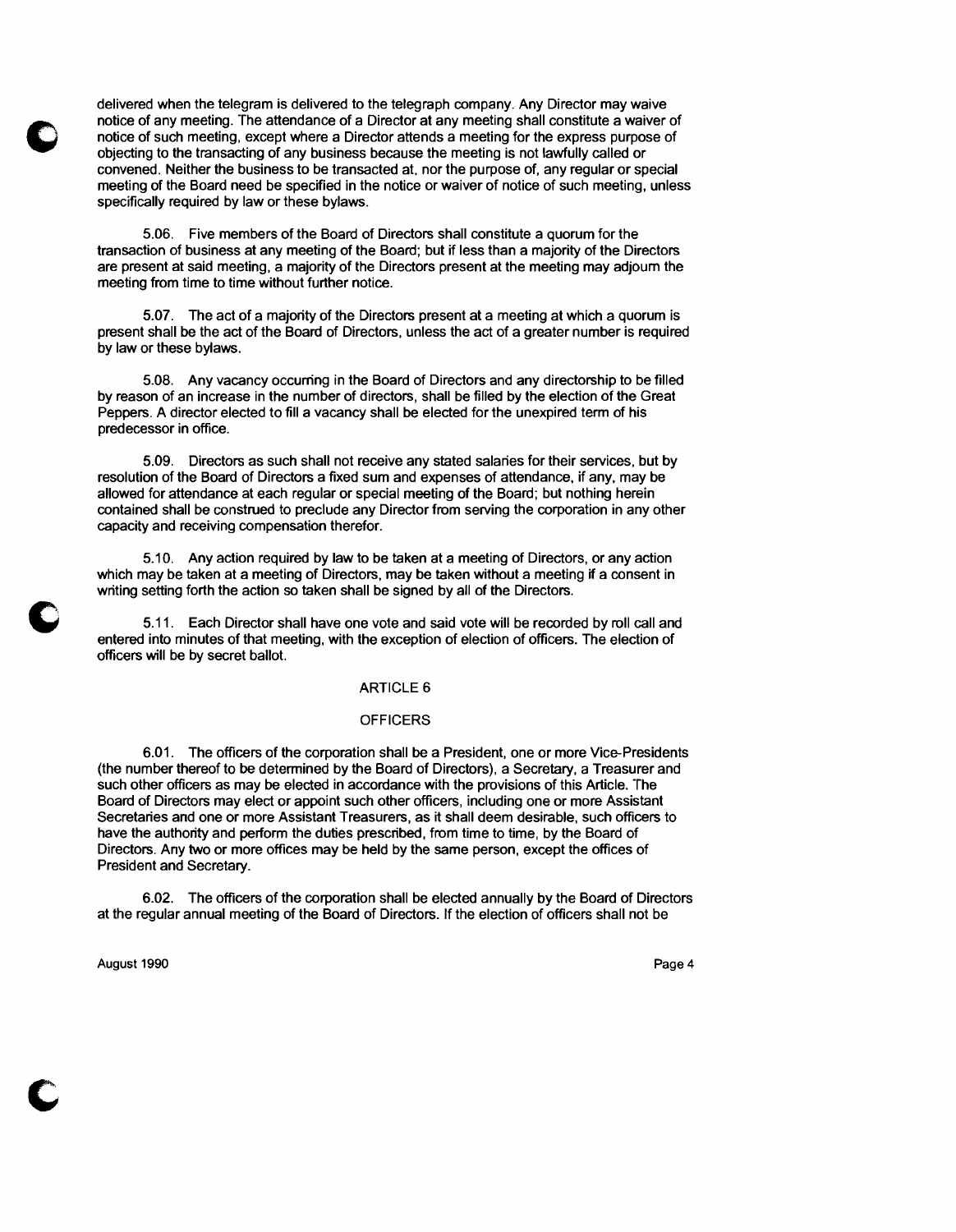delivered when the telegram is delivered to the telegraph company. Any Director may waive notice of any meeting. The attendance of a Director at any meeting shall constitute a waiver of notice of such meeting, except where a Director attends a meeting for the express purpose of objecting to the transacting of any business because the meeting is not lawfully called or convened. Neither the business to be transacted at, nor the purpose of, any regular or special meeting of the Board need be specified in the notice or waiver of notice of such meeting, unless specifically required by law or these bylaws.

5.06. Five members of the Board of Directors shall constitute a quorum for the transaction of business at any meeting of the Board; but if less than a majority of the Directors are present at said meeting, a majority of the Directors present at the meeting may adjourn the meeting from time to time without further notice.

5.07. The act of a majority of the Directors present at a meeting at which a quorum is present shall be the act of the Board of Directors, unless the act of a greater number is required by law or these bylaws.

5.08. Any vacancy occurring in the Board of Directors and any directorship to be filled by reason of an increase in the number of directors, shall be filled by the election of the Great Peppers. A director elected to fill a vacancy shall be elected for the unexpired term of his predecessor in office.

5.09. Directors as such shall not receive any stated salaries for their services, but by resolution of the Board of Directors a fixed sum and expenses of attendance, if any, may be allowed for attendance at each regular or special meeting of the Board; but nothing herein contained shall be construed to preclude any Director from serving the corporation in any other capacity and receiving compensation therefor.

5.10. Any action required by law to be taken at a meeting of Directors, or any action which may be taken at a meeting of Directors, may be taken without a meeting if a consent in writing setting forth the action so taken shall be signed by all of the Directors.

5.11. Each Director shall have one vote and said vote will be recorded by roll call and entered into minutes of that meeting, with the exception of election of officers. The election of officers will be by secret ballot.

## ARTICLE 6

## OFFICERS

6.01. The officers of the corporation shall be a President, one or more Vice-Presidents (the number thereof to be determined by the Board of Directors), a Secretary, a Treasurer and such other officers as may be elected in accordance with the provisions of this Article. The Board of Directors may elect or appoint such other officers, including one or more Assistant Secretaries and one or more Assistant Treasurers, as it shall deem desirable, such officers to have the authority and perform the duties prescribed, from time to time, by the Board of Directors. Any two or more offices may be held by the same person, except the offices of President and Secretary.

6.02. The officers of the corporation shall be elected annually by the Board of Directors at the regular annual meeting of the Board of Directors. If the election of officers shall not be

August 1990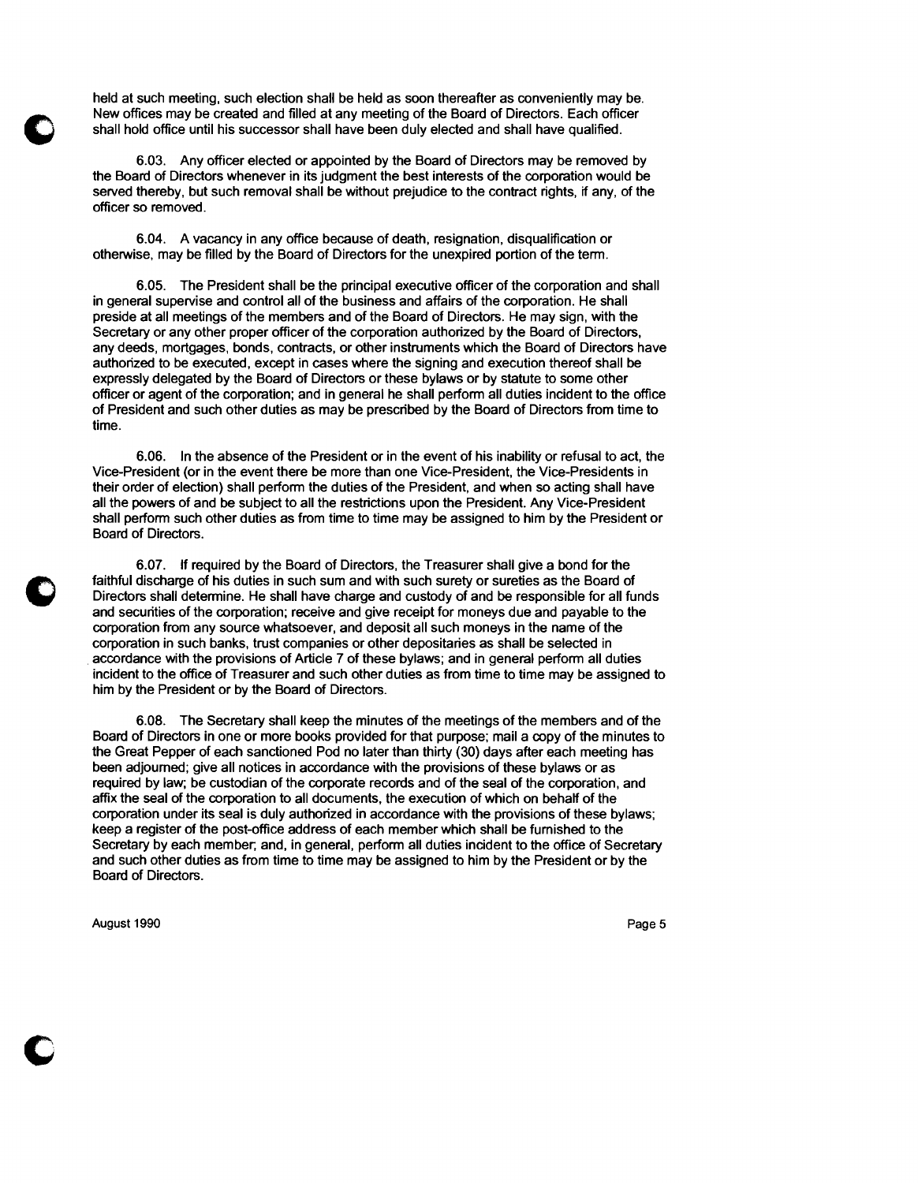held at such meeting, such election shall be held as soon thereafter as conveniently may be. New offices may be created and filled at any meeting of the Board of Directors. Each officer shall hold office until his successor shall have been duly elected and shall have qualified.

6.03. Any officer elected or appointed by the Board of Directors may be removed by the Board of Directors whenever in its judgment the best interests of the corporation would be served thereby, but such removal shall be without prejudice to the contract rights, if any, of the officer so removed.

6.04. A vacancy in any office because of death, resignation, disqualification or otherwise, may be filled by the Board of Directors for the unexpired portion of the term.

6.05. The President shall be the principal executive officer of the corporation and shall in general supervise and control all of the business and affairs of the corporation. He shall preside at all meetings of the members and of the Board of Directors. He may sign, with the Secretary or any other proper officer of the corporation authorized by the Board of Directors, any deeds, mortgages, bonds, contracts, or other instruments which the Board of Directors have authorized to be executed, except in cases where the signing and execution thereof shall be expressly delegated by the Board of Directors or these bylaws or by statute to some other officer or agent of the corporation; and in general he shall perform all duties incident to the office of President and such other duties as may be prescribed by the Board of Directors from time to time.

6.06. In the absence of the President or in the event of his inability or refusal to act, the Vice-President (or in the event there be more than one Vice-President, the Vice-Presidents in their order of election) shall perform the duties of the President, and when so acting shall have all the powers of and be subject to all the restrictions upon the President. Any Vice-President shall perform such other duties as from time to time may be assigned to him by the President or Board of Directors.

6.07. If required by the Board of Directors, the Treasurer shall give a bond for the faithful discharge of his duties in such sum and with such surety or sureties as the Board of Directors shall determine. He shall have charge and custody of and be responsible for all funds and securities of the corporation; receive and give receipt for moneys due and payable to the corporation from any source whatsoever, and deposit all such moneys in the name of the corporation in such banks, trust companies or other depositaries as shall be selected in accordance with the provisions of Article 7 of these bylaws; and in general perform all duties incident to the office of Treasurer and such other duties as from time to time may be assigned to him by the President or by the Board of Directors.

6.08. The Secretary shall keep the minutes of the meetings of the members and of the Board of Directors in one or more books provided for that purpose; mail a copy of the minutes to the Great Pepper of each sanctioned Pod no later than thirty (30) days after each meeting has been adjourned; give all notices in accordance with the provisions of these bylaws or as required by law; be custodian of the corporate records and of the seal of the corporation, and affix the seal of the corporation to all documents, the execution of which on behalf of the corporation under its seal is duly authorized in accordance with the provisions of these bylaws; keep a register of the post-office address of each member which shall be furnished to the Secretary by each member; and, in general, perform all duties incident to the office of Secretary and such other duties as from time to time may be assigned to him by the President or by the Board of Directors.

August 1990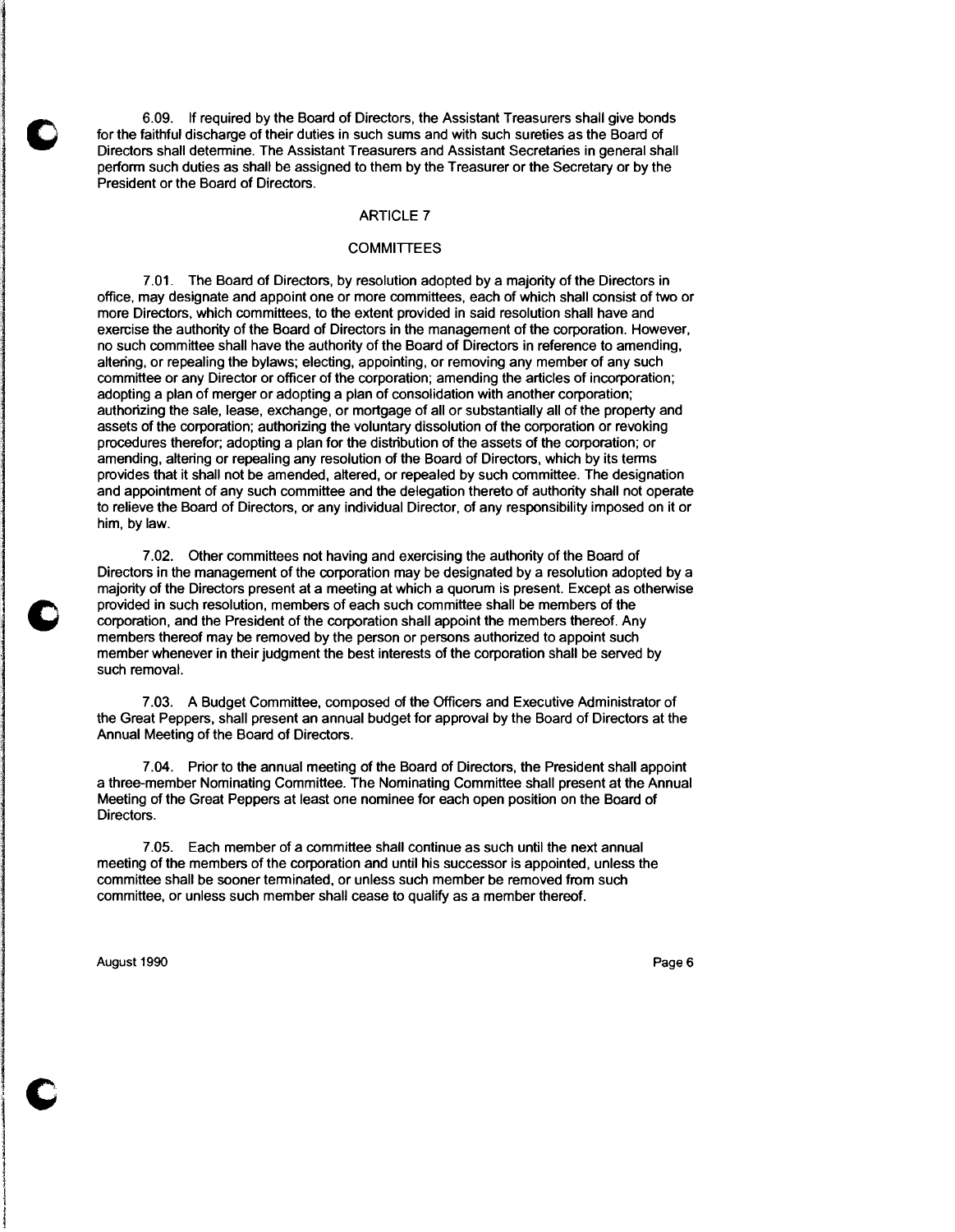6.09. If required by the Board of Directors, the Assistant Treasurers shall give bonds for the faithful discharge of their duties in such sums and with such sureties as the Board of Directors shall determine. The Assistant Treasurers and Assistant Secretaries in general shall perform such duties as shall be assigned to them by the Treasurer or the Secretary or by the President or the Board of Directors.

## ARTICLE 7

## COMMITTEES

7.01. The Board of Directors, by resolution adopted by a majority of the Directors in office, may designate and appoint one or more committees, each of which shall consist of two or more Directors, which committees, to the extent provided in said resolution shall have and exercise the authority of the Board of Directors in the management of the corporation. However, no such committee shall have the authority of the Board of Directors in reference to amending, altering, or repealing the bylaws; electing, appointing, or removing any member of any such committee or any Director or officer of the corporation; amending the articles of incorporation; adopting a plan of merger or adopting a plan of consolidation with another corporation; authorizing the sale, lease, exchange, or mortgage of all or substantially all of the property and assets of the corporation; authorizing the voluntary dissolution of the corporation or revoking procedures therefor; adopting a plan for the distribution of the assets of the corporation; or amending, altering or repealing any resolution of the Board of Directors, which by its terms provides that it shall not be amended, altered, or repealed by such committee. The designation and appointment of any such committee and the delegation thereto of authority shall not operate to relieve the Board of Directors, or any individual Director, of any responsibility imposed on it or him, by law.

7.02. Other committees not having and exercising the authority of the Board of Directors in the management of the corporation may be designated by a resolution adopted by a majority of the Directors present at a meeting at which a quorum is present. Except as otherwise provided in such resolution, members of each such committee shall be members of the corporation, and the President of the corporation shall appoint the members thereof. Any members thereof may be removed by the person or persons authorized to appoint such member whenever in their judgment the best interests of the corporation shall be served by such removal.

7.03. A Budget Committee, composed of the Officers and Executive Administrator of the Great Peppers, shall present an annual budget for approval by the Board of Directors at the Annual Meeting of the Board of Directors.

7.04. Prior to the annual meeting of the Board of Directors, the President shall appoint a three-member Nominating Committee. The Nominating Committee shall present at the Annual Meeting of the Great Peppers at least one nominee for each open position on the Board of Directors.

7.05. Each member of a committee shall continue as such until the next annual meeting of the members of the corporation and until his successor is appointed, unless the committee shall be sooner terminated, or unless such member be removed from such committee, or unless such member shall cease to qualify as a member thereof.

August 1990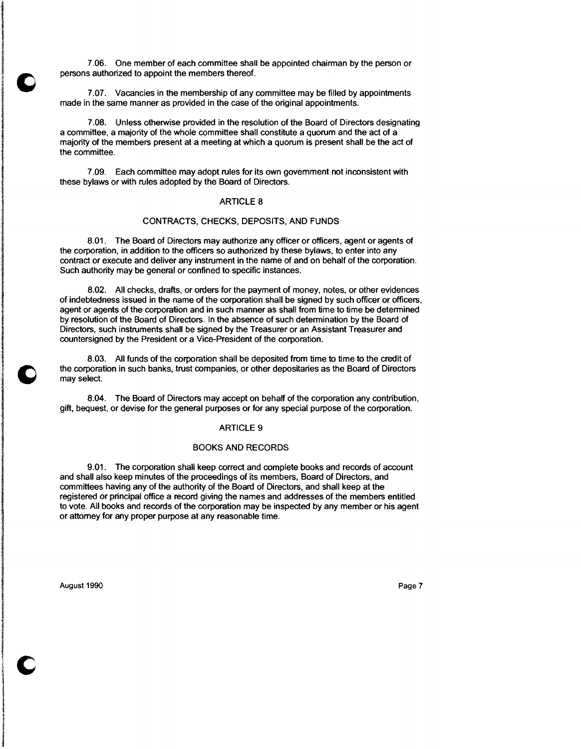7.06. One member of each committee shall be appointed chairman by the person or persons authorized to appoint the members thereof.

7.07. Vacancies in the membership of any committee may be filled by appointments made in the same manner as provided in the case of the original appointments.

7.08. Unless otherwise provided in the resolution of the Board of Directors designating a committee, a majority of the whole committee shall constitute a quorum and the act of a majority of the members present at a meeting at which a quorum is present shall be the act of the committee.

7.09. Each committee may adopt rules for its own government not inconsistent with these bylaws or with rules adopted by the Board of Directors.

## ARTICLE 8

## CONTRACTS, CHECKS, DEPOSITS, AND FUNDS

8.01. The Board of Directors may authorize any officer or officers, agent or agents of the corporation, in addition to the officers so authorized by these bylaws, to enter into any contract or execute and deliver any instrument in the name of and on behalf of the corporation. Such authority may be general or confined to specific instances.

8.02. All checks, drafts, or orders for the payment of money, notes, or other evidences of indebtedness issued in the name of the corporation shall be signed by such officer or officers, agent or agents of the corporation and in such manner as shall from time to time be determined by resolution of the Board of Directors. In the absence of such determination by the Board of Directors, such instruments shall be signed by the Treasurer or an Assistant Treasurer and countersigned by the President or a Vice-President of the corporation.

8.03. All funds of the corporation shall be deposited from time to time to the credit of the corporation in such banks, trust companies, or other depositaries as the Board of Directors may select.

8.04. The Board of Directors may accept on behalf of the corporation any contribution, gift, bequest, or devise for the general purposes or for any special purpose of the corporation.

## ARTICLE 9

## BOOKS AND RECORDS

9.01. The corporation shall keep correct and complete books and records of account and shall also keep minutes of the proceedings of its members, Board of Directors, and committees having any of the authority of the Board of Directors, and shall keep at the registered or principal office a record giving the names and addresses of the members entitled to vote. All books and records of the corporation may be inspected by any member or his agent or attorney for any proper purpose at any reasonable time.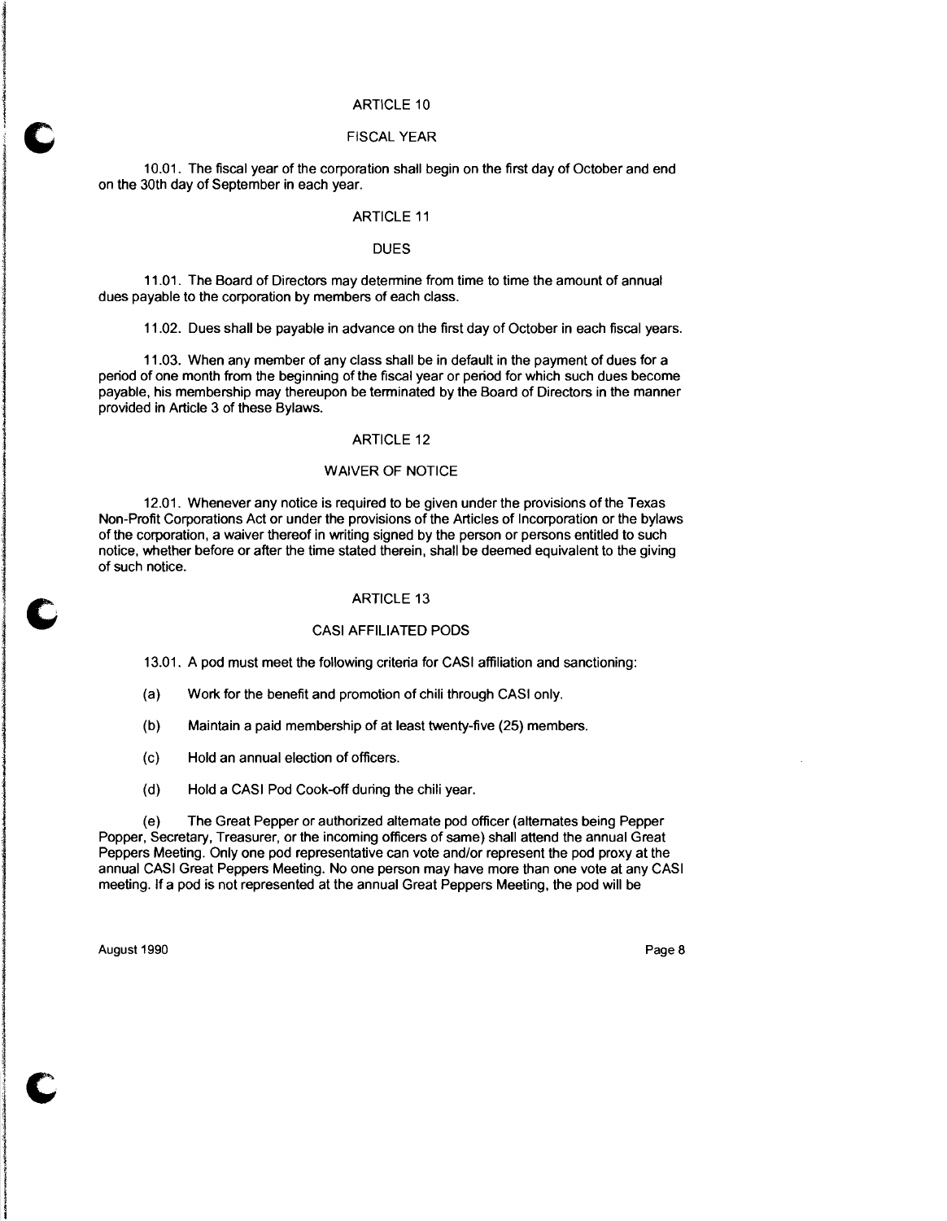## ARTICLE 10

### FISCAL YEAR

10.01. The fiscal year of the corporation shall begin on the first day of October and end on the 30th day of September in each year.

## ARTICLE 11

### DUES

11.01. The Board of Directors may determine from time to time the amount of annual dues payable to the corporation by members of each class.

11.02. Dues shall be payable in advance on the first day of October in each fiscal years.

11.03. When any member of any class shall be in default in the payment of dues for a period of one month from the beginning of the fiscal year or period for which such dues become payable, his membership may thereupon be terminated by the Board of Directors in the manner provided in Article 3 of these Bylaws.

## ARTICLE 12

### WAIVER OF NOTICE

12.01. Whenever any notice is required to be given under the provisions of the Texas Non-Profit Corporations Act or under the provisions of the Articles of Incorporation or the bylaws of the corporation, a waiver thereof in writing signed by the person or persons entitled to such notice, whether before or after the time stated therein, shall be deemed equivalent to the giving of such notice.

## ARTICLE 13

### CASI AFFILIATED PODS

13.01. A pod must meet the following criteria for CASI affiliation and sanctioning:

(a) Work for the benefit and promotion of chili through CASI only.

(b) Maintain a paid membership of at least twenty-five (25) members.

(c) Hold an annual election of officers.

(d) Hold a CASI Pod Cook-off during the chili year.

(e) The Great Pepper or authorized alternate pod officer (alternates being Pepper Popper, Secretary, Treasurer, or the incoming officers of same) shall attend the annual Great Peppers Meeting. Only one pod representative can vote and/or represent the pod proxy at the annual CASI Great Peppers Meeting. No one person may have more than one vote at any CASI meeting. If a pod is not represented at the annual Great Peppers Meeting, the pod will be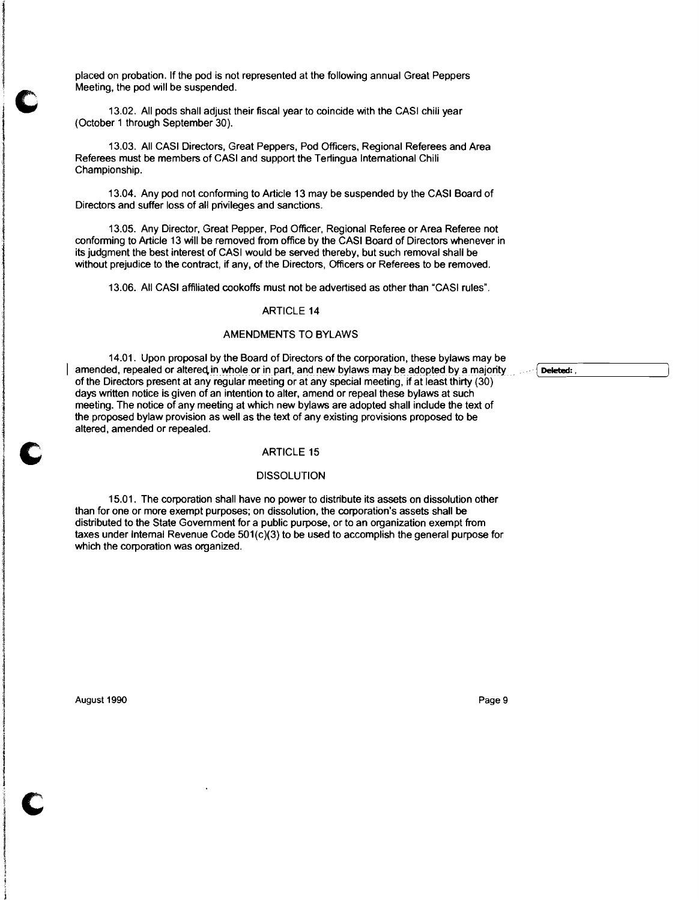placed on probation. If the pod is not represented at the following annual Great Peppers Meeting, the pod will be suspended.

13.02. All pods shall adjust their fiscal year to coincide with the CASI chili year (October 1 through September 30).

13.03. All CASI Directors, Great Peppers, Pod Officers, Regional Referees and Area Referees must be members of CASI and support the Terlingua International Chili Championship.

13.04. Any pod not conforming to Article 13 may be suspended by the CASI Board of Directors and suffer loss of all privileges and sanctions.

13.05. Any Director, Great Pepper, Pod Officer, Regional Referee or Area Referee not conforming to Article 13 will be removed from office by the CASI Board of Directors whenever in its judgment the best interest of CASI would be served thereby, but such removal shall be without prejudice to the contract, if any, of the Directors, Officers or Referees to be removed.

13.06. All CASI affiliated cookoffs must not be advertised as other than "CASI rules".

## ARTICLE 14

## AMENDMENTS TO BYLAWS

14.01. Upon proposal by the Board of Directors of the corporation, these bylaws may be amended, repealed or altered in whole or in part, and new bylaws may be adopted by a majority of the Directors present at any regular meeting or at any special meeting, if at least thirty (30) days written notice is given of an intention to alter, amend or repeal these bylaws at such meeting. The notice of any meeting at which new bylaws are adopted shall include the text of the proposed bylaw provision as well as the text of any existing provisions proposed to be altered, amended or repealed.

Deleted: ,

## ARTICLE 15

## DISSOLUTION

15.01. The corporation shall have no power to distribute its assets on dissolution other than for one or more exempt purposes; on dissolution, the corporation's assets shall be distributed to the State Government for a public purpose, or to an organization exempt from taxes under Internal Revenue Code 501(c)(3) to be used to accomplish the general purpose for which the corporation was organized.

August 1990